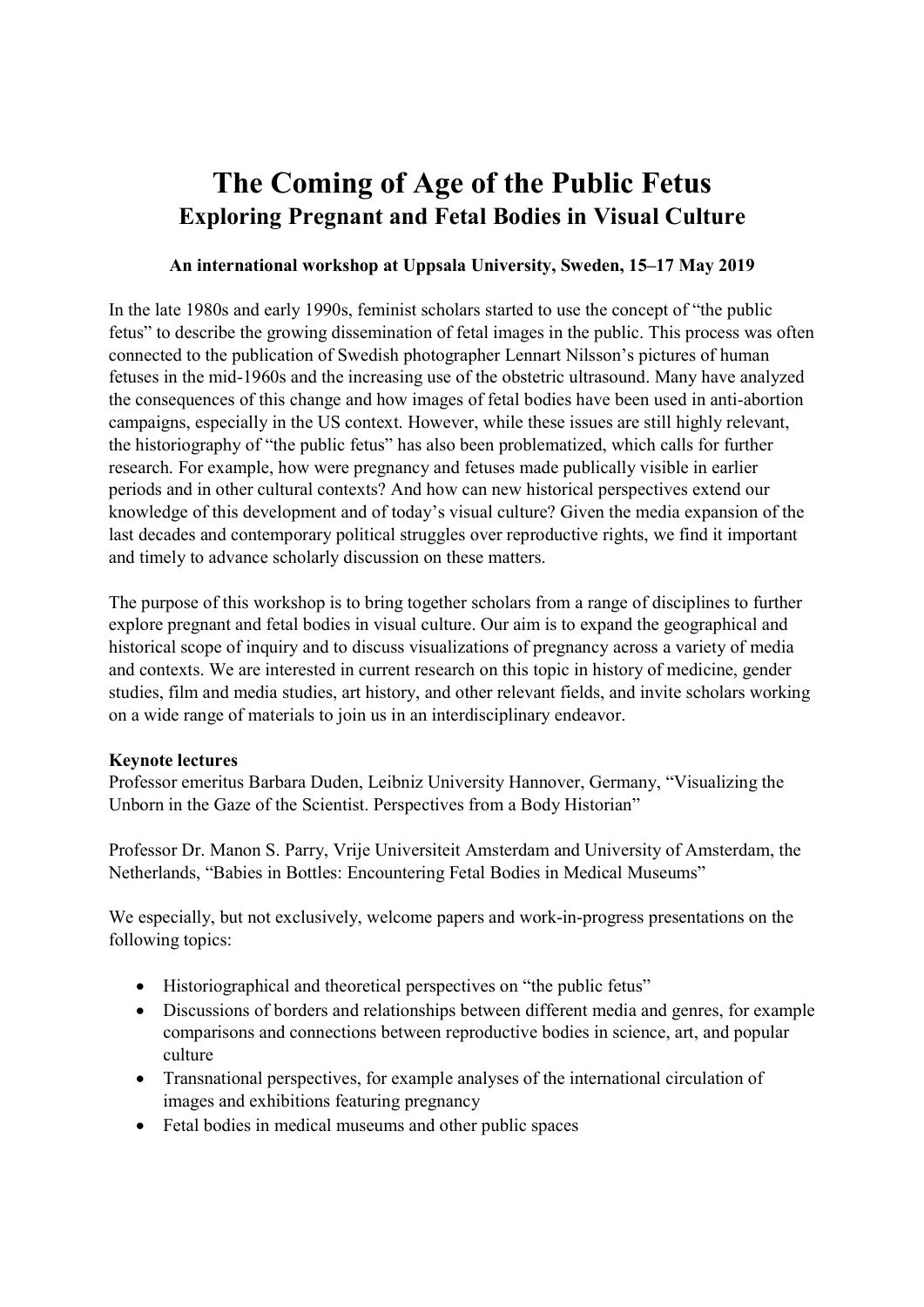# The Coming of Age of the Public Fetus
## Exploring Pregnant and Fetal Bodies in Visual Culture

**An international workshop at Uppsala University, Sweden, 15–17 May 2019**

In the late 1980s and early 1990s, feminist scholars started to use the concept of "the public fetus" to describe the growing dissemination of fetal images in the public. This process was often connected to the publication of Swedish photographer Lennart Nilsson's pictures of human fetuses in the mid-1960s and the increasing use of the obstetric ultrasound. Many have analyzed the consequences of this change and how images of fetal bodies have been used in anti-abortion campaigns, especially in the US context. However, while these issues are still highly relevant, the historiography of "the public fetus" has also been problematized, which calls for further research. For example, how were pregnancy and fetuses made publically visible in earlier periods and in other cultural contexts? And how can new historical perspectives extend our knowledge of this development and of today's visual culture? Given the media expansion of the last decades and contemporary political struggles over reproductive rights, we find it important and timely to advance scholarly discussion on these matters.

The purpose of this workshop is to bring together scholars from a range of disciplines to further explore pregnant and fetal bodies in visual culture. Our aim is to expand the geographical and historical scope of inquiry and to discuss visualizations of pregnancy across a variety of media and contexts. We are interested in current research on this topic in history of medicine, gender studies, film and media studies, art history, and other relevant fields, and invite scholars working on a wide range of materials to join us in an interdisciplinary endeavor.

**Keynote lectures**
Professor emeritus Barbara Duden, Leibniz University Hannover, Germany, "Visualizing the Unborn in the Gaze of the Scientist. Perspectives from a Body Historian"

Professor Dr. Manon S. Parry, Vrije Universiteit Amsterdam and University of Amsterdam, the Netherlands, "Babies in Bottles: Encountering Fetal Bodies in Medical Museums"

We especially, but not exclusively, welcome papers and work-in-progress presentations on the following topics:

- Historiographical and theoretical perspectives on "the public fetus"
- Discussions of borders and relationships between different media and genres, for example comparisons and connections between reproductive bodies in science, art, and popular culture
- Transnational perspectives, for example analyses of the international circulation of images and exhibitions featuring pregnancy
- Fetal bodies in medical museums and other public spaces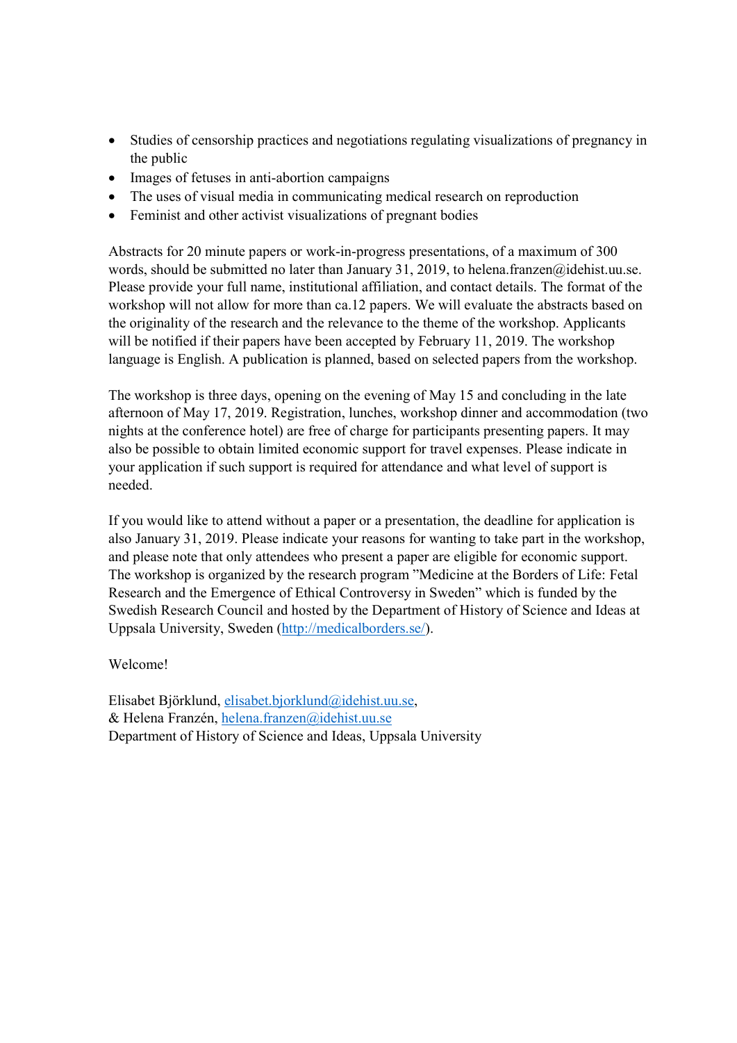- Studies of censorship practices and negotiations regulating visualizations of pregnancy in the public
- Images of fetuses in anti-abortion campaigns
- The uses of visual media in communicating medical research on reproduction
- Feminist and other activist visualizations of pregnant bodies

Abstracts for 20 minute papers or work-in-progress presentations, of a maximum of 300 words, should be submitted no later than January 31, 2019, to helena.franzen@idehist.uu.se. Please provide your full name, institutional affiliation, and contact details. The format of the workshop will not allow for more than ca.12 papers. We will evaluate the abstracts based on the originality of the research and the relevance to the theme of the workshop. Applicants will be notified if their papers have been accepted by February 11, 2019. The workshop language is English. A publication is planned, based on selected papers from the workshop.

The workshop is three days, opening on the evening of May 15 and concluding in the late afternoon of May 17, 2019. Registration, lunches, workshop dinner and accommodation (two nights at the conference hotel) are free of charge for participants presenting papers. It may also be possible to obtain limited economic support for travel expenses. Please indicate in your application if such support is required for attendance and what level of support is needed.

If you would like to attend without a paper or a presentation, the deadline for application is also January 31, 2019. Please indicate your reasons for wanting to take part in the workshop, and please note that only attendees who present a paper are eligible for economic support. The workshop is organized by the research program ”Medicine at the Borders of Life: Fetal Research and the Emergence of Ethical Controversy in Sweden” which is funded by the Swedish Research Council and hosted by the Department of History of Science and Ideas at Uppsala University, Sweden (http://medicalborders.se/).

Welcome!

Elisabet Björklund, elisabet.bjorklund@idehist.uu.se,
& Helena Franzén, helena.franzen@idehist.uu.se
Department of History of Science and Ideas, Uppsala University